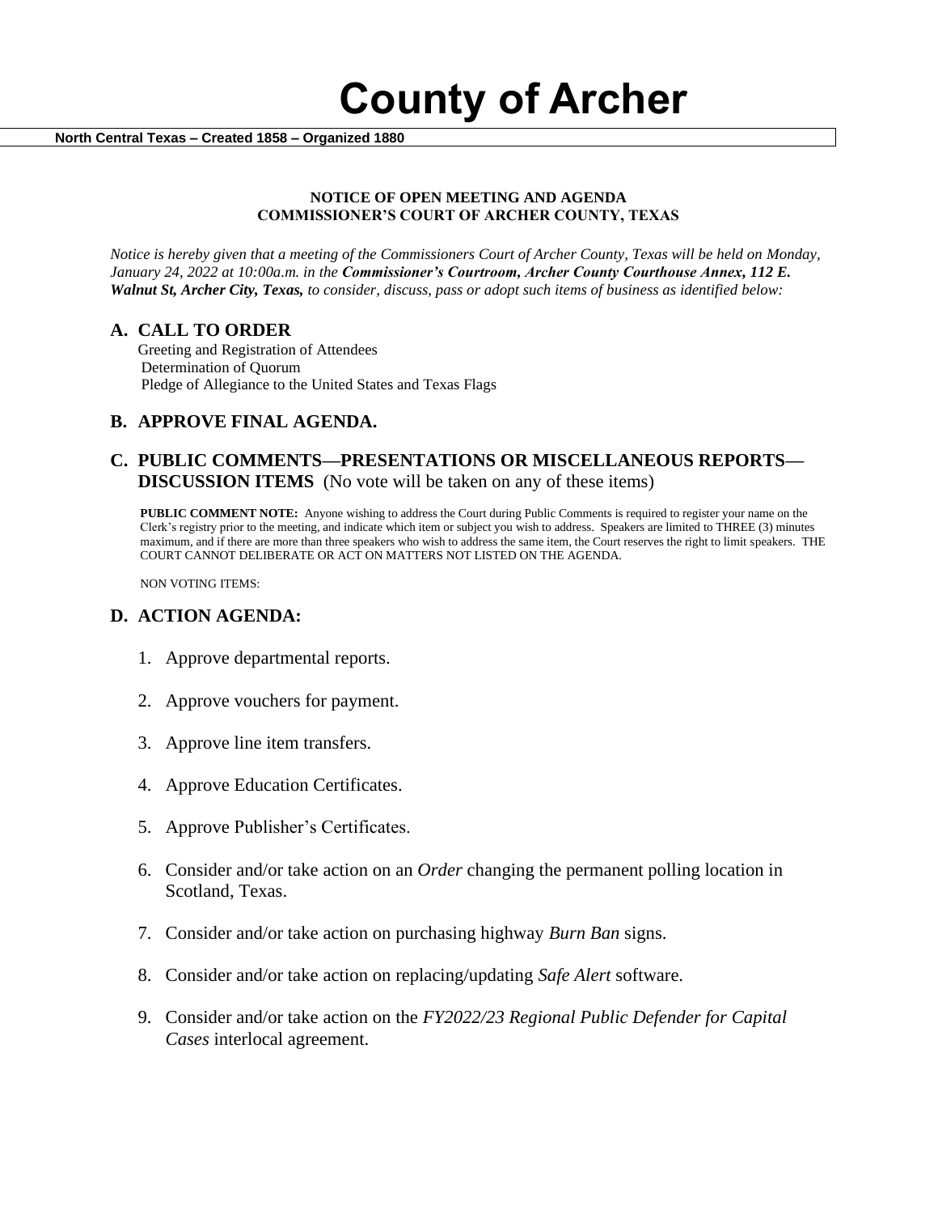# County of Archer

**North Central Texas – Created 1858 – Organized 1880**

**NOTICE OF OPEN MEETING AND AGENDA**
**COMMISSIONER'S COURT OF ARCHER COUNTY, TEXAS**

*Notice is hereby given that a meeting of the Commissioners Court of Archer County, Texas will be held on Monday, January 24, 2022 at 10:00a.m. in the* ***Commissioner's Courtroom, Archer County Courthouse Annex, 112 E. Walnut St, Archer City, Texas,*** *to consider, discuss, pass or adopt such items of business as identified below:*

## A. CALL TO ORDER

Greeting and Registration of Attendees
Determination of Quorum
Pledge of Allegiance to the United States and Texas Flags

## B. APPROVE FINAL AGENDA.

## C. PUBLIC COMMENTS—PRESENTATIONS OR MISCELLANEOUS REPORTS—DISCUSSION ITEMS (No vote will be taken on any of these items)

**PUBLIC COMMENT NOTE:** Anyone wishing to address the Court during Public Comments is required to register your name on the Clerk's registry prior to the meeting, and indicate which item or subject you wish to address. Speakers are limited to THREE (3) minutes maximum, and if there are more than three speakers who wish to address the same item, the Court reserves the right to limit speakers. THE COURT CANNOT DELIBERATE OR ACT ON MATTERS NOT LISTED ON THE AGENDA.

NON VOTING ITEMS:

## D. ACTION AGENDA:

1. Approve departmental reports.
2. Approve vouchers for payment.
3. Approve line item transfers.
4. Approve Education Certificates.
5. Approve Publisher's Certificates.
6. Consider and/or take action on an *Order* changing the permanent polling location in Scotland, Texas.
7. Consider and/or take action on purchasing highway *Burn Ban* signs.
8. Consider and/or take action on replacing/updating *Safe Alert* software.
9. Consider and/or take action on the *FY2022/23 Regional Public Defender for Capital Cases* interlocal agreement.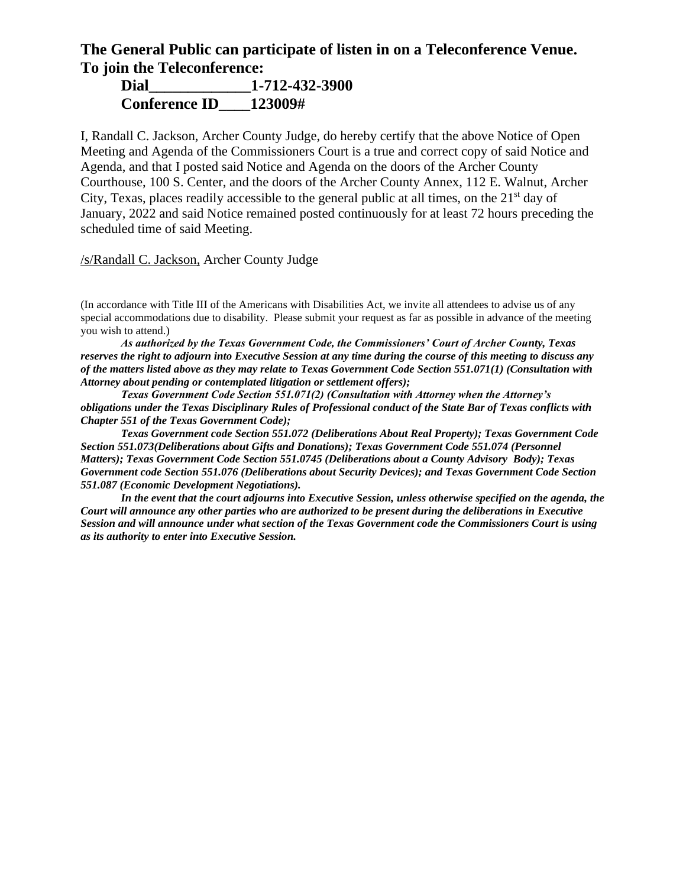**The General Public can participate of listen in on a Teleconference Venue. To join the Teleconference:**

**Dial_____________1-712-432-3900**

**Conference ID____123009#**

I, Randall C. Jackson, Archer County Judge, do hereby certify that the above Notice of Open Meeting and Agenda of the Commissioners Court is a true and correct copy of said Notice and Agenda, and that I posted said Notice and Agenda on the doors of the Archer County Courthouse, 100 S. Center, and the doors of the Archer County Annex, 112 E. Walnut, Archer City, Texas, places readily accessible to the general public at all times, on the 21st day of January, 2022 and said Notice remained posted continuously for at least 72 hours preceding the scheduled time of said Meeting.

/s/Randall C. Jackson, Archer County Judge

(In accordance with Title III of the Americans with Disabilities Act, we invite all attendees to advise us of any special accommodations due to disability. Please submit your request as far as possible in advance of the meeting you wish to attend.)

***As authorized by the Texas Government Code, the Commissioners' Court of Archer County, Texas reserves the right to adjourn into Executive Session at any time during the course of this meeting to discuss any of the matters listed above as they may relate to Texas Government Code Section 551.071(1) (Consultation with Attorney about pending or contemplated litigation or settlement offers);***

***Texas Government Code Section 551.071(2) (Consultation with Attorney when the Attorney's obligations under the Texas Disciplinary Rules of Professional conduct of the State Bar of Texas conflicts with Chapter 551 of the Texas Government Code);***

***Texas Government code Section 551.072 (Deliberations About Real Property); Texas Government Code Section 551.073(Deliberations about Gifts and Donations); Texas Government Code 551.074 (Personnel Matters); Texas Government Code Section 551.0745 (Deliberations about a County Advisory Body); Texas Government code Section 551.076 (Deliberations about Security Devices); and Texas Government Code Section 551.087 (Economic Development Negotiations).***

***In the event that the court adjourns into Executive Session, unless otherwise specified on the agenda, the Court will announce any other parties who are authorized to be present during the deliberations in Executive Session and will announce under what section of the Texas Government code the Commissioners Court is using as its authority to enter into Executive Session.***